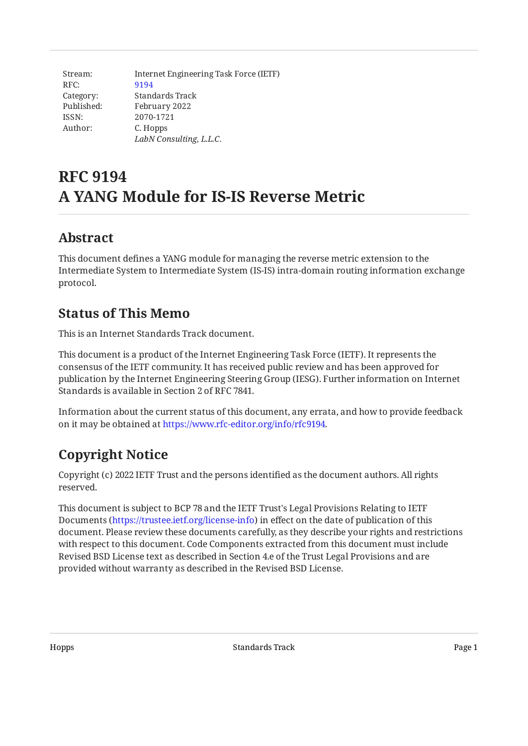Stream: Internet Engineering Task Force (IETF)
RFC: 9194
Category: Standards Track
Published: February 2022
ISSN: 2070-1721
Author: C. Hopps
*LabN Consulting, L.L.C.*

# RFC 9194
# A YANG Module for IS-IS Reverse Metric

## Abstract

This document defines a YANG module for managing the reverse metric extension to the Intermediate System to Intermediate System (IS-IS) intra-domain routing information exchange protocol.

## Status of This Memo

This is an Internet Standards Track document.

This document is a product of the Internet Engineering Task Force (IETF). It represents the consensus of the IETF community. It has received public review and has been approved for publication by the Internet Engineering Steering Group (IESG). Further information on Internet Standards is available in Section 2 of RFC 7841.

Information about the current status of this document, any errata, and how to provide feedback on it may be obtained at https://www.rfc-editor.org/info/rfc9194.

## Copyright Notice

Copyright (c) 2022 IETF Trust and the persons identified as the document authors. All rights reserved.

This document is subject to BCP 78 and the IETF Trust's Legal Provisions Relating to IETF Documents (https://trustee.ietf.org/license-info) in effect on the date of publication of this document. Please review these documents carefully, as they describe your rights and restrictions with respect to this document. Code Components extracted from this document must include Revised BSD License text as described in Section 4.e of the Trust Legal Provisions and are provided without warranty as described in the Revised BSD License.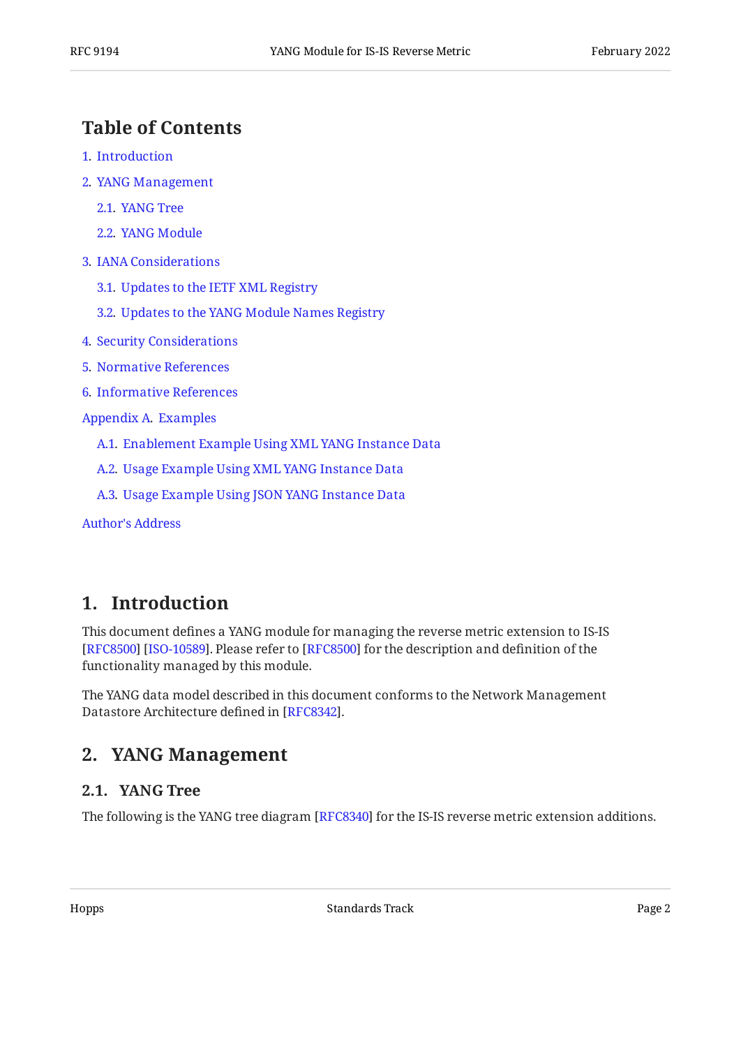## Table of Contents

1. Introduction
2. YANG Management
   - 2.1. YANG Tree
   - 2.2. YANG Module
3. IANA Considerations
   - 3.1. Updates to the IETF XML Registry
   - 3.2. Updates to the YANG Module Names Registry
4. Security Considerations
5. Normative References
6. Informative References

Appendix A. Examples
   - A.1. Enablement Example Using XML YANG Instance Data
   - A.2. Usage Example Using XML YANG Instance Data
   - A.3. Usage Example Using JSON YANG Instance Data

Author's Address

# 1. Introduction

This document defines a YANG module for managing the reverse metric extension to IS-IS [RFC8500] [ISO-10589]. Please refer to [RFC8500] for the description and definition of the functionality managed by this module.

The YANG data model described in this document conforms to the Network Management Datastore Architecture defined in [RFC8342].

# 2. YANG Management

## 2.1. YANG Tree

The following is the YANG tree diagram [RFC8340] for the IS-IS reverse metric extension additions.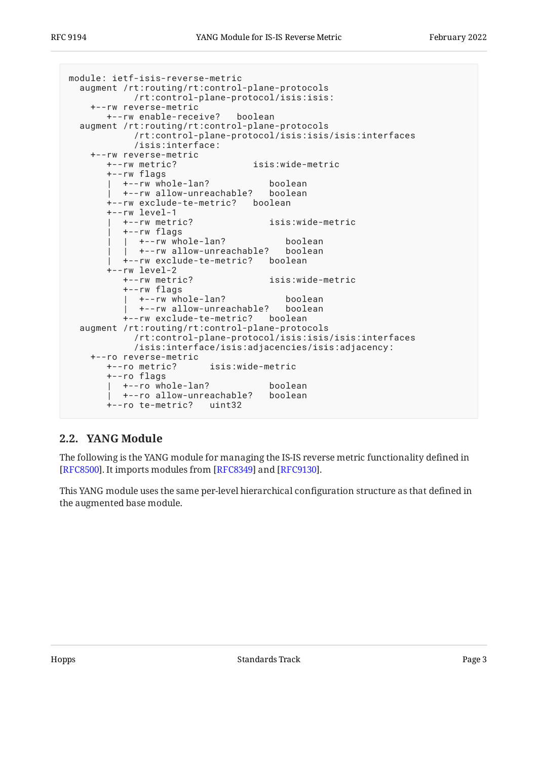```
module: ietf-isis-reverse-metric
  augment /rt:routing/rt:control-plane-protocols
            /rt:control-plane-protocol/isis:isis:
    +--rw reverse-metric
       +--rw enable-receive?   boolean
  augment /rt:routing/rt:control-plane-protocols
            /rt:control-plane-protocol/isis:isis/isis:interfaces
            /isis:interface:
    +--rw reverse-metric
       +--rw metric?              isis:wide-metric
       +--rw flags
       |  +--rw whole-lan?           boolean
       |  +--rw allow-unreachable?   boolean
       +--rw exclude-te-metric?   boolean
       +--rw level-1
       |  +--rw metric?              isis:wide-metric
       |  +--rw flags
       |  |  +--rw whole-lan?           boolean
       |  |  +--rw allow-unreachable?   boolean
       |  +--rw exclude-te-metric?   boolean
       +--rw level-2
          +--rw metric?              isis:wide-metric
          +--rw flags
          |  +--rw whole-lan?           boolean
          |  +--rw allow-unreachable?   boolean
          +--rw exclude-te-metric?   boolean
  augment /rt:routing/rt:control-plane-protocols
            /rt:control-plane-protocol/isis:isis/isis:interfaces
            /isis:interface/isis:adjacencies/isis:adjacency:
    +--ro reverse-metric
       +--ro metric?      isis:wide-metric
       +--ro flags
       |  +--ro whole-lan?           boolean
       |  +--ro allow-unreachable?   boolean
       +--ro te-metric?   uint32
```

## 2.2. YANG Module

The following is the YANG module for managing the IS-IS reverse metric functionality defined in [RFC8500]. It imports modules from [RFC8349] and [RFC9130].

This YANG module uses the same per-level hierarchical configuration structure as that defined in the augmented base module.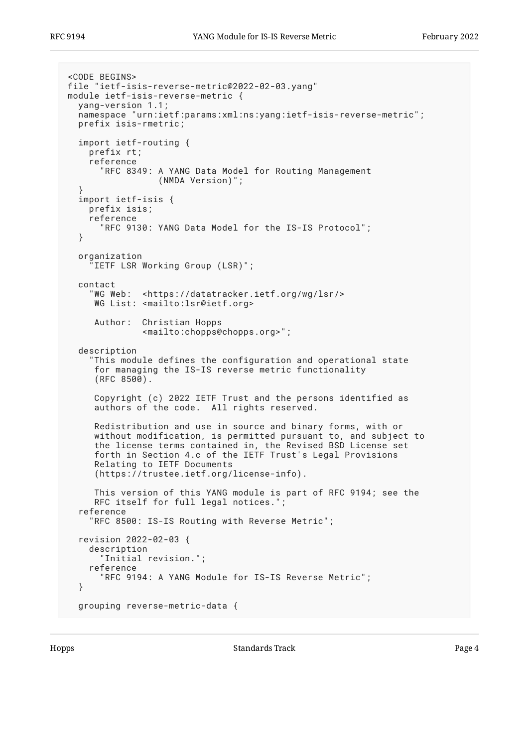```
<CODE BEGINS>
file "ietf-isis-reverse-metric@2022-02-03.yang"
module ietf-isis-reverse-metric {
  yang-version 1.1;
  namespace "urn:ietf:params:xml:ns:yang:ietf-isis-reverse-metric";
  prefix isis-rmetric;

  import ietf-routing {
    prefix rt;
    reference
      "RFC 8349: A YANG Data Model for Routing Management
                 (NMDA Version)";
  }
  import ietf-isis {
    prefix isis;
    reference
      "RFC 9130: YANG Data Model for the IS-IS Protocol";
  }

  organization
    "IETF LSR Working Group (LSR)";

  contact
    "WG Web:  <https://datatracker.ietf.org/wg/lsr/>
     WG List: <mailto:lsr@ietf.org>

     Author:  Christian Hopps
              <mailto:chopps@chopps.org>";

  description
    "This module defines the configuration and operational state
     for managing the IS-IS reverse metric functionality
     (RFC 8500).

     Copyright (c) 2022 IETF Trust and the persons identified as
     authors of the code.  All rights reserved.

     Redistribution and use in source and binary forms, with or
     without modification, is permitted pursuant to, and subject to
     the license terms contained in, the Revised BSD License set
     forth in Section 4.c of the IETF Trust's Legal Provisions
     Relating to IETF Documents
     (https://trustee.ietf.org/license-info).

     This version of this YANG module is part of RFC 9194; see the
     RFC itself for full legal notices.";
  reference
    "RFC 8500: IS-IS Routing with Reverse Metric";

  revision 2022-02-03 {
    description
      "Initial revision.";
    reference
      "RFC 9194: A YANG Module for IS-IS Reverse Metric";
  }

  grouping reverse-metric-data {
```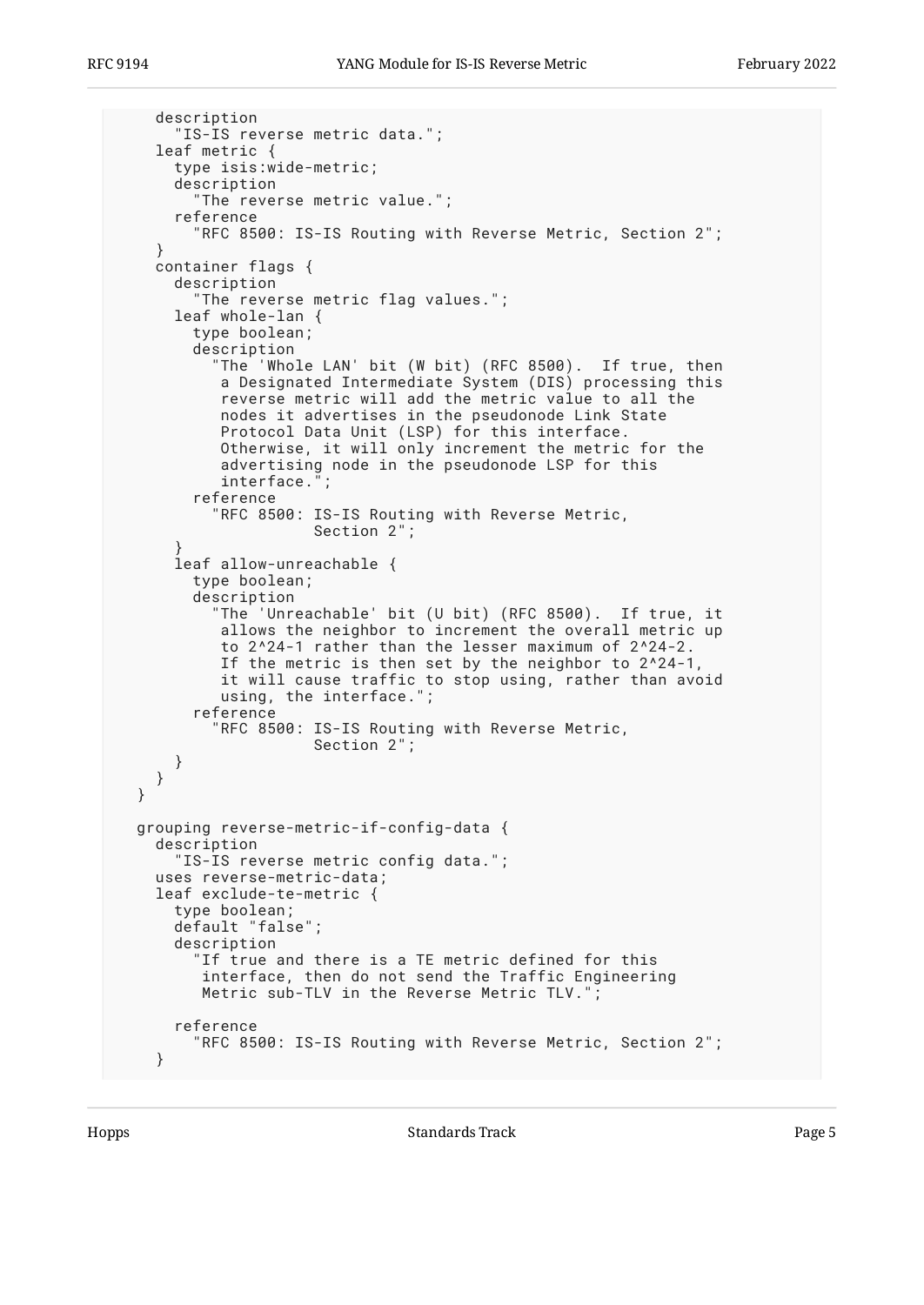```
    description
      "IS-IS reverse metric data.";
    leaf metric {
      type isis:wide-metric;
      description
        "The reverse metric value.";
      reference
        "RFC 8500: IS-IS Routing with Reverse Metric, Section 2";
    }
    container flags {
      description
        "The reverse metric flag values.";
      leaf whole-lan {
        type boolean;
        description
          "The 'Whole LAN' bit (W bit) (RFC 8500).  If true, then
           a Designated Intermediate System (DIS) processing this
           reverse metric will add the metric value to all the
           nodes it advertises in the pseudonode Link State
           Protocol Data Unit (LSP) for this interface.
           Otherwise, it will only increment the metric for the
           advertising node in the pseudonode LSP for this
           interface.";
        reference
          "RFC 8500: IS-IS Routing with Reverse Metric,
                     Section 2";
      }
      leaf allow-unreachable {
        type boolean;
        description
          "The 'Unreachable' bit (U bit) (RFC 8500).  If true, it
           allows the neighbor to increment the overall metric up
           to 2^24-1 rather than the lesser maximum of 2^24-2.
           If the metric is then set by the neighbor to 2^24-1,
           it will cause traffic to stop using, rather than avoid
           using, the interface.";
        reference
          "RFC 8500: IS-IS Routing with Reverse Metric,
                     Section 2";
      }
    }
  }

  grouping reverse-metric-if-config-data {
    description
      "IS-IS reverse metric config data.";
    uses reverse-metric-data;
    leaf exclude-te-metric {
      type boolean;
      default "false";
      description
        "If true and there is a TE metric defined for this
         interface, then do not send the Traffic Engineering
         Metric sub-TLV in the Reverse Metric TLV.";

      reference
        "RFC 8500: IS-IS Routing with Reverse Metric, Section 2";
    }
```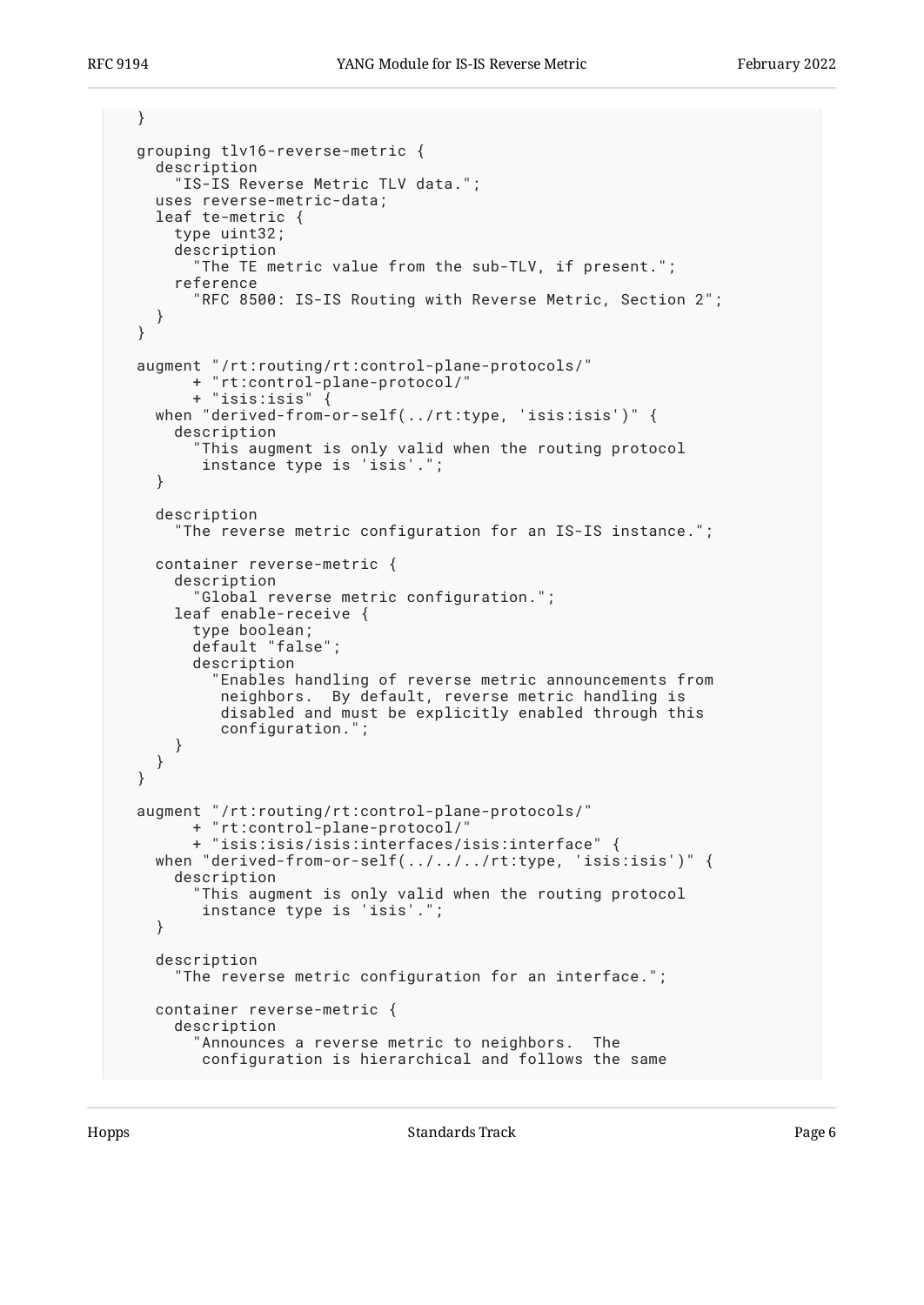```
    }

    grouping tlv16-reverse-metric {
      description
        "IS-IS Reverse Metric TLV data.";
      uses reverse-metric-data;
      leaf te-metric {
        type uint32;
        description
          "The TE metric value from the sub-TLV, if present.";
        reference
          "RFC 8500: IS-IS Routing with Reverse Metric, Section 2";
      }
    }

    augment "/rt:routing/rt:control-plane-protocols/"
          + "rt:control-plane-protocol/"
          + "isis:isis" {
      when "derived-from-or-self(../rt:type, 'isis:isis')" {
        description
          "This augment is only valid when the routing protocol
           instance type is 'isis'.";
      }

      description
        "The reverse metric configuration for an IS-IS instance.";

      container reverse-metric {
        description
          "Global reverse metric configuration.";
        leaf enable-receive {
          type boolean;
          default "false";
          description
            "Enables handling of reverse metric announcements from
             neighbors.  By default, reverse metric handling is
             disabled and must be explicitly enabled through this
             configuration.";
        }
      }
    }

    augment "/rt:routing/rt:control-plane-protocols/"
          + "rt:control-plane-protocol/"
          + "isis:isis/isis:interfaces/isis:interface" {
      when "derived-from-or-self(../../../rt:type, 'isis:isis')" {
        description
          "This augment is only valid when the routing protocol
           instance type is 'isis'.";
      }

      description
        "The reverse metric configuration for an interface.";

      container reverse-metric {
        description
          "Announces a reverse metric to neighbors.  The
           configuration is hierarchical and follows the same
```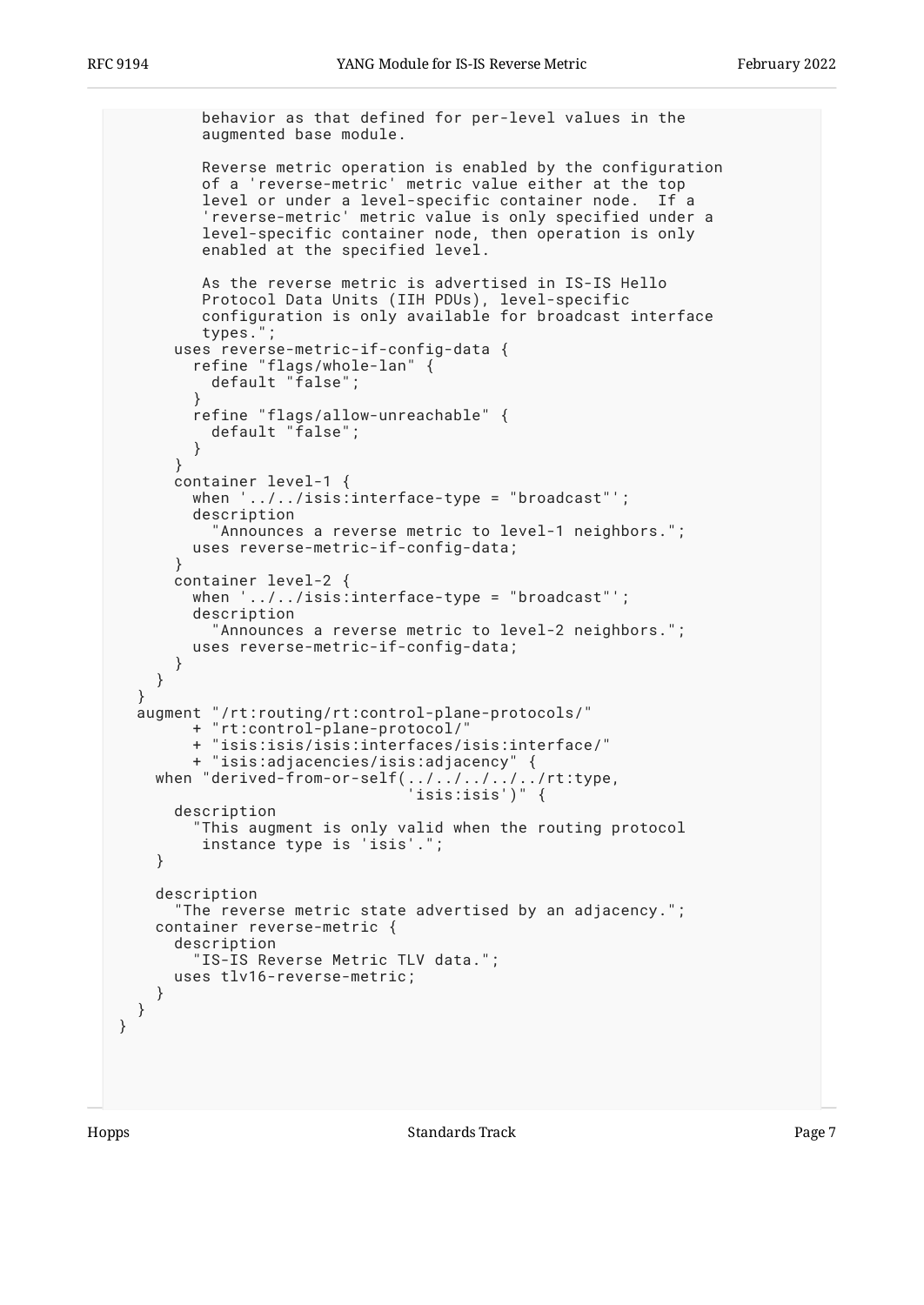```
          behavior as that defined for per-level values in the
          augmented base module.

          Reverse metric operation is enabled by the configuration
          of a 'reverse-metric' metric value either at the top
          level or under a level-specific container node.  If a
          'reverse-metric' metric value is only specified under a
          level-specific container node, then operation is only
          enabled at the specified level.

          As the reverse metric is advertised in IS-IS Hello
          Protocol Data Units (IIH PDUs), level-specific
          configuration is only available for broadcast interface
          types.";
       uses reverse-metric-if-config-data {
         refine "flags/whole-lan" {
           default "false";
         }
         refine "flags/allow-unreachable" {
           default "false";
         }
       }
       container level-1 {
         when '../../isis:interface-type = "broadcast"';
         description
           "Announces a reverse metric to level-1 neighbors.";
         uses reverse-metric-if-config-data;
       }
       container level-2 {
         when '../../isis:interface-type = "broadcast"';
         description
           "Announces a reverse metric to level-2 neighbors.";
         uses reverse-metric-if-config-data;
       }
     }
   }
   augment "/rt:routing/rt:control-plane-protocols/"
         + "rt:control-plane-protocol/"
         + "isis:isis/isis:interfaces/isis:interface/"
         + "isis:adjacencies/isis:adjacency" {
     when "derived-from-or-self(../../../../../rt:type,
                                'isis:isis')" {
       description
         "This augment is only valid when the routing protocol
          instance type is 'isis'.";
     }

     description
       "The reverse metric state advertised by an adjacency.";
     container reverse-metric {
       description
         "IS-IS Reverse Metric TLV data.";
       uses tlv16-reverse-metric;
     }
   }
 }
```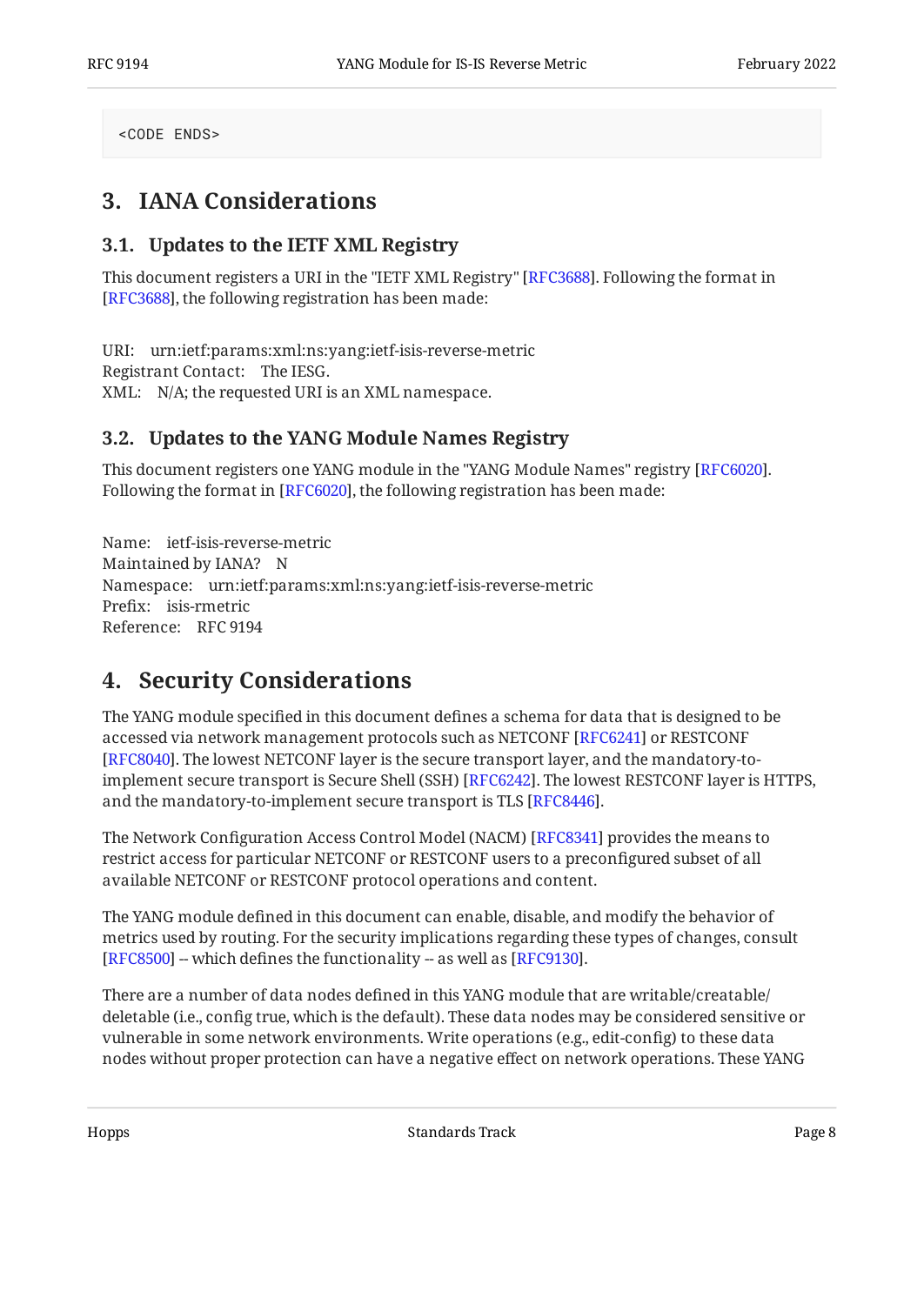```
<CODE ENDS>
```

## 3. IANA Considerations

### 3.1. Updates to the IETF XML Registry

This document registers a URI in the "IETF XML Registry" [RFC3688]. Following the format in [RFC3688], the following registration has been made:

URI: urn:ietf:params:xml:ns:yang:ietf-isis-reverse-metric
Registrant Contact: The IESG.
XML: N/A; the requested URI is an XML namespace.

### 3.2. Updates to the YANG Module Names Registry

This document registers one YANG module in the "YANG Module Names" registry [RFC6020]. Following the format in [RFC6020], the following registration has been made:

Name: ietf-isis-reverse-metric
Maintained by IANA? N
Namespace: urn:ietf:params:xml:ns:yang:ietf-isis-reverse-metric
Prefix: isis-rmetric
Reference: RFC 9194

## 4. Security Considerations

The YANG module specified in this document defines a schema for data that is designed to be accessed via network management protocols such as NETCONF [RFC6241] or RESTCONF [RFC8040]. The lowest NETCONF layer is the secure transport layer, and the mandatory-to-implement secure transport is Secure Shell (SSH) [RFC6242]. The lowest RESTCONF layer is HTTPS, and the mandatory-to-implement secure transport is TLS [RFC8446].

The Network Configuration Access Control Model (NACM) [RFC8341] provides the means to restrict access for particular NETCONF or RESTCONF users to a preconfigured subset of all available NETCONF or RESTCONF protocol operations and content.

The YANG module defined in this document can enable, disable, and modify the behavior of metrics used by routing. For the security implications regarding these types of changes, consult [RFC8500] -- which defines the functionality -- as well as [RFC9130].

There are a number of data nodes defined in this YANG module that are writable/creatable/deletable (i.e., config true, which is the default). These data nodes may be considered sensitive or vulnerable in some network environments. Write operations (e.g., edit-config) to these data nodes without proper protection can have a negative effect on network operations. These YANG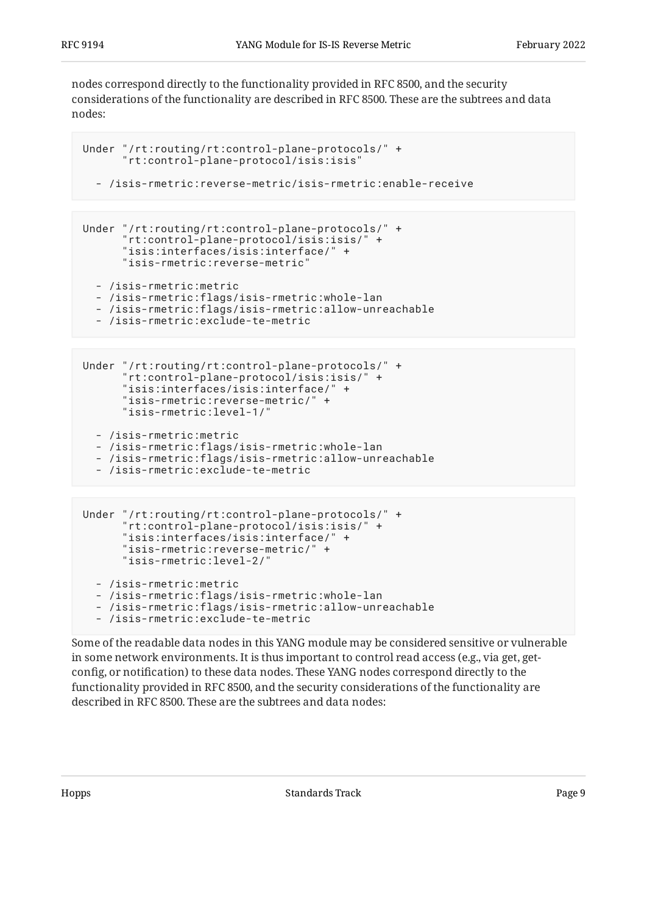nodes correspond directly to the functionality provided in RFC 8500, and the security considerations of the functionality are described in RFC 8500. These are the subtrees and data nodes:

```
Under "/rt:routing/rt:control-plane-protocols/" +
      "rt:control-plane-protocol/isis:isis"

  - /isis-rmetric:reverse-metric/isis-rmetric:enable-receive
```

```
Under "/rt:routing/rt:control-plane-protocols/" +
      "rt:control-plane-protocol/isis:isis/" +
      "isis:interfaces/isis:interface/" +
      "isis-rmetric:reverse-metric"

  - /isis-rmetric:metric
  - /isis-rmetric:flags/isis-rmetric:whole-lan
  - /isis-rmetric:flags/isis-rmetric:allow-unreachable
  - /isis-rmetric:exclude-te-metric
```

```
Under "/rt:routing/rt:control-plane-protocols/" +
      "rt:control-plane-protocol/isis:isis/" +
      "isis:interfaces/isis:interface/" +
      "isis-rmetric:reverse-metric/" +
      "isis-rmetric:level-1/"

  - /isis-rmetric:metric
  - /isis-rmetric:flags/isis-rmetric:whole-lan
  - /isis-rmetric:flags/isis-rmetric:allow-unreachable
  - /isis-rmetric:exclude-te-metric
```

```
Under "/rt:routing/rt:control-plane-protocols/" +
      "rt:control-plane-protocol/isis:isis/" +
      "isis:interfaces/isis:interface/" +
      "isis-rmetric:reverse-metric/" +
      "isis-rmetric:level-2/"

  - /isis-rmetric:metric
  - /isis-rmetric:flags/isis-rmetric:whole-lan
  - /isis-rmetric:flags/isis-rmetric:allow-unreachable
  - /isis-rmetric:exclude-te-metric
```

Some of the readable data nodes in this YANG module may be considered sensitive or vulnerable in some network environments. It is thus important to control read access (e.g., via get, get-config, or notification) to these data nodes. These YANG nodes correspond directly to the functionality provided in RFC 8500, and the security considerations of the functionality are described in RFC 8500. These are the subtrees and data nodes: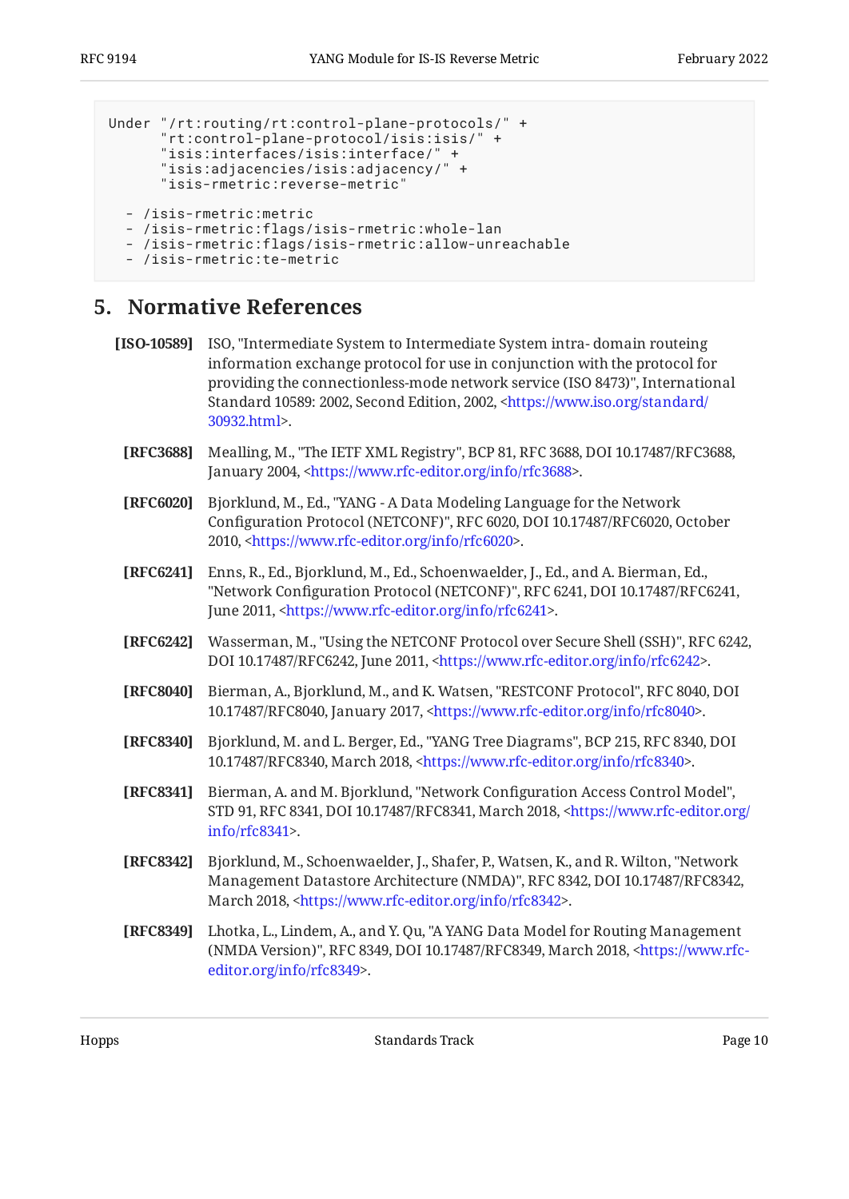```
Under "/rt:routing/rt:control-plane-protocols/" +
      "rt:control-plane-protocol/isis:isis/" +
      "isis:interfaces/isis:interface/" +
      "isis:adjacencies/isis:adjacency/" +
      "isis-rmetric:reverse-metric"

  - /isis-rmetric:metric
  - /isis-rmetric:flags/isis-rmetric:whole-lan
  - /isis-rmetric:flags/isis-rmetric:allow-unreachable
  - /isis-rmetric:te-metric
```

## 5. Normative References

**[ISO-10589]** ISO, "Intermediate System to Intermediate System intra- domain routeing information exchange protocol for use in conjunction with the protocol for providing the connectionless-mode network service (ISO 8473)", International Standard 10589: 2002, Second Edition, 2002, <https://www.iso.org/standard/30932.html>.

**[RFC3688]** Mealling, M., "The IETF XML Registry", BCP 81, RFC 3688, DOI 10.17487/RFC3688, January 2004, <https://www.rfc-editor.org/info/rfc3688>.

**[RFC6020]** Bjorklund, M., Ed., "YANG - A Data Modeling Language for the Network Configuration Protocol (NETCONF)", RFC 6020, DOI 10.17487/RFC6020, October 2010, <https://www.rfc-editor.org/info/rfc6020>.

**[RFC6241]** Enns, R., Ed., Bjorklund, M., Ed., Schoenwaelder, J., Ed., and A. Bierman, Ed., "Network Configuration Protocol (NETCONF)", RFC 6241, DOI 10.17487/RFC6241, June 2011, <https://www.rfc-editor.org/info/rfc6241>.

**[RFC6242]** Wasserman, M., "Using the NETCONF Protocol over Secure Shell (SSH)", RFC 6242, DOI 10.17487/RFC6242, June 2011, <https://www.rfc-editor.org/info/rfc6242>.

**[RFC8040]** Bierman, A., Bjorklund, M., and K. Watsen, "RESTCONF Protocol", RFC 8040, DOI 10.17487/RFC8040, January 2017, <https://www.rfc-editor.org/info/rfc8040>.

**[RFC8340]** Bjorklund, M. and L. Berger, Ed., "YANG Tree Diagrams", BCP 215, RFC 8340, DOI 10.17487/RFC8340, March 2018, <https://www.rfc-editor.org/info/rfc8340>.

**[RFC8341]** Bierman, A. and M. Bjorklund, "Network Configuration Access Control Model", STD 91, RFC 8341, DOI 10.17487/RFC8341, March 2018, <https://www.rfc-editor.org/info/rfc8341>.

**[RFC8342]** Bjorklund, M., Schoenwaelder, J., Shafer, P., Watsen, K., and R. Wilton, "Network Management Datastore Architecture (NMDA)", RFC 8342, DOI 10.17487/RFC8342, March 2018, <https://www.rfc-editor.org/info/rfc8342>.

**[RFC8349]** Lhotka, L., Lindem, A., and Y. Qu, "A YANG Data Model for Routing Management (NMDA Version)", RFC 8349, DOI 10.17487/RFC8349, March 2018, <https://www.rfc-editor.org/info/rfc8349>.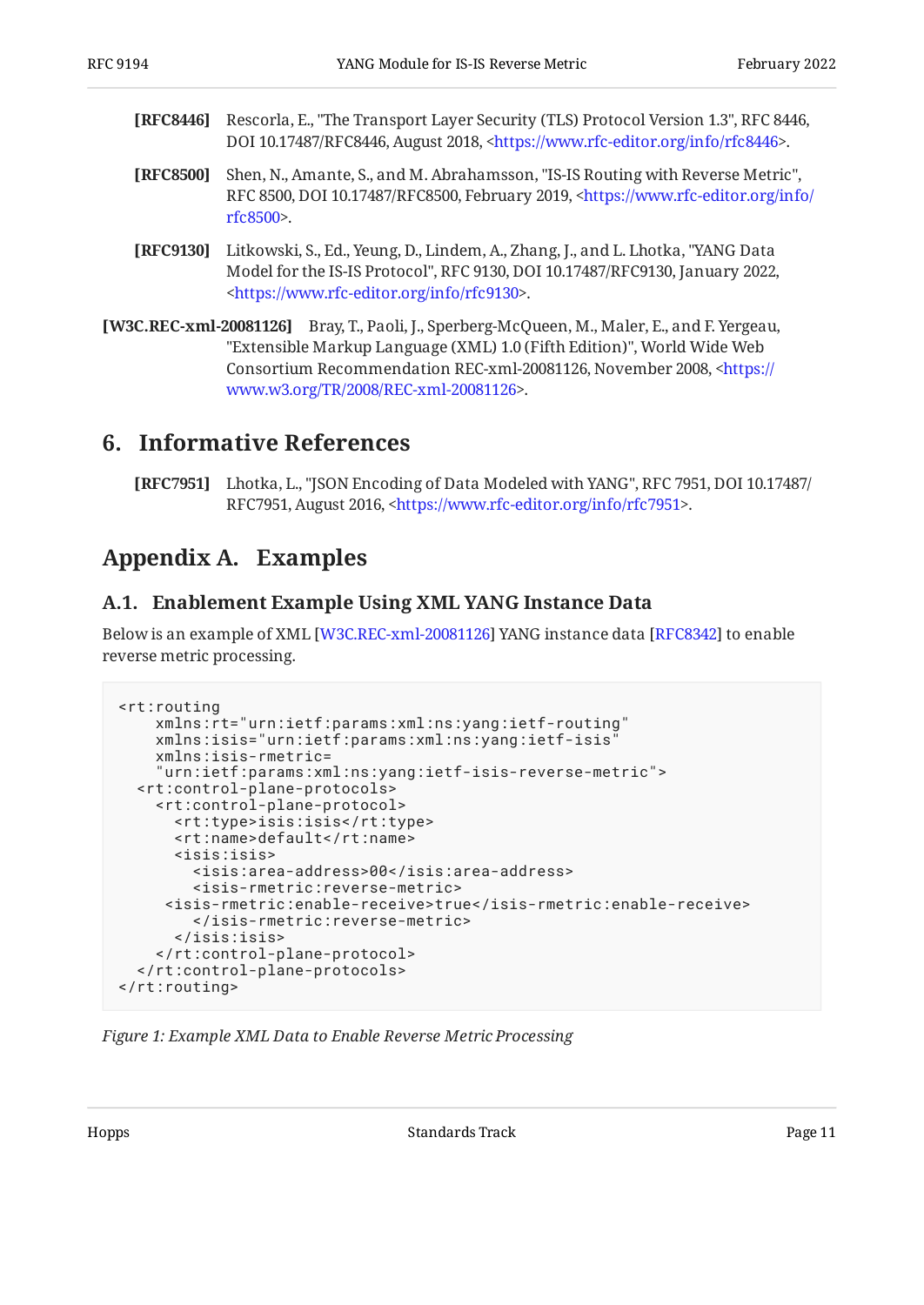**[RFC8446]** Rescorla, E., "The Transport Layer Security (TLS) Protocol Version 1.3", RFC 8446, DOI 10.17487/RFC8446, August 2018, <https://www.rfc-editor.org/info/rfc8446>.

**[RFC8500]** Shen, N., Amante, S., and M. Abrahamsson, "IS-IS Routing with Reverse Metric", RFC 8500, DOI 10.17487/RFC8500, February 2019, <https://www.rfc-editor.org/info/rfc8500>.

**[RFC9130]** Litkowski, S., Ed., Yeung, D., Lindem, A., Zhang, J., and L. Lhotka, "YANG Data Model for the IS-IS Protocol", RFC 9130, DOI 10.17487/RFC9130, January 2022, <https://www.rfc-editor.org/info/rfc9130>.

**[W3C.REC-xml-20081126]** Bray, T., Paoli, J., Sperberg-McQueen, M., Maler, E., and F. Yergeau, "Extensible Markup Language (XML) 1.0 (Fifth Edition)", World Wide Web Consortium Recommendation REC-xml-20081126, November 2008, <https://www.w3.org/TR/2008/REC-xml-20081126>.

## 6. Informative References

**[RFC7951]** Lhotka, L., "JSON Encoding of Data Modeled with YANG", RFC 7951, DOI 10.17487/RFC7951, August 2016, <https://www.rfc-editor.org/info/rfc7951>.

## Appendix A. Examples

### A.1. Enablement Example Using XML YANG Instance Data

Below is an example of XML [W3C.REC-xml-20081126] YANG instance data [RFC8342] to enable reverse metric processing.

```
<rt:routing
    xmlns:rt="urn:ietf:params:xml:ns:yang:ietf-routing"
    xmlns:isis="urn:ietf:params:xml:ns:yang:ietf-isis"
    xmlns:isis-rmetric=
    "urn:ietf:params:xml:ns:yang:ietf-isis-reverse-metric">
  <rt:control-plane-protocols>
    <rt:control-plane-protocol>
      <rt:type>isis:isis</rt:type>
      <rt:name>default</rt:name>
      <isis:isis>
        <isis:area-address>00</isis:area-address>
        <isis-rmetric:reverse-metric>
     <isis-rmetric:enable-receive>true</isis-rmetric:enable-receive>
        </isis-rmetric:reverse-metric>
      </isis:isis>
    </rt:control-plane-protocol>
  </rt:control-plane-protocols>
</rt:routing>
```

*Figure 1: Example XML Data to Enable Reverse Metric Processing*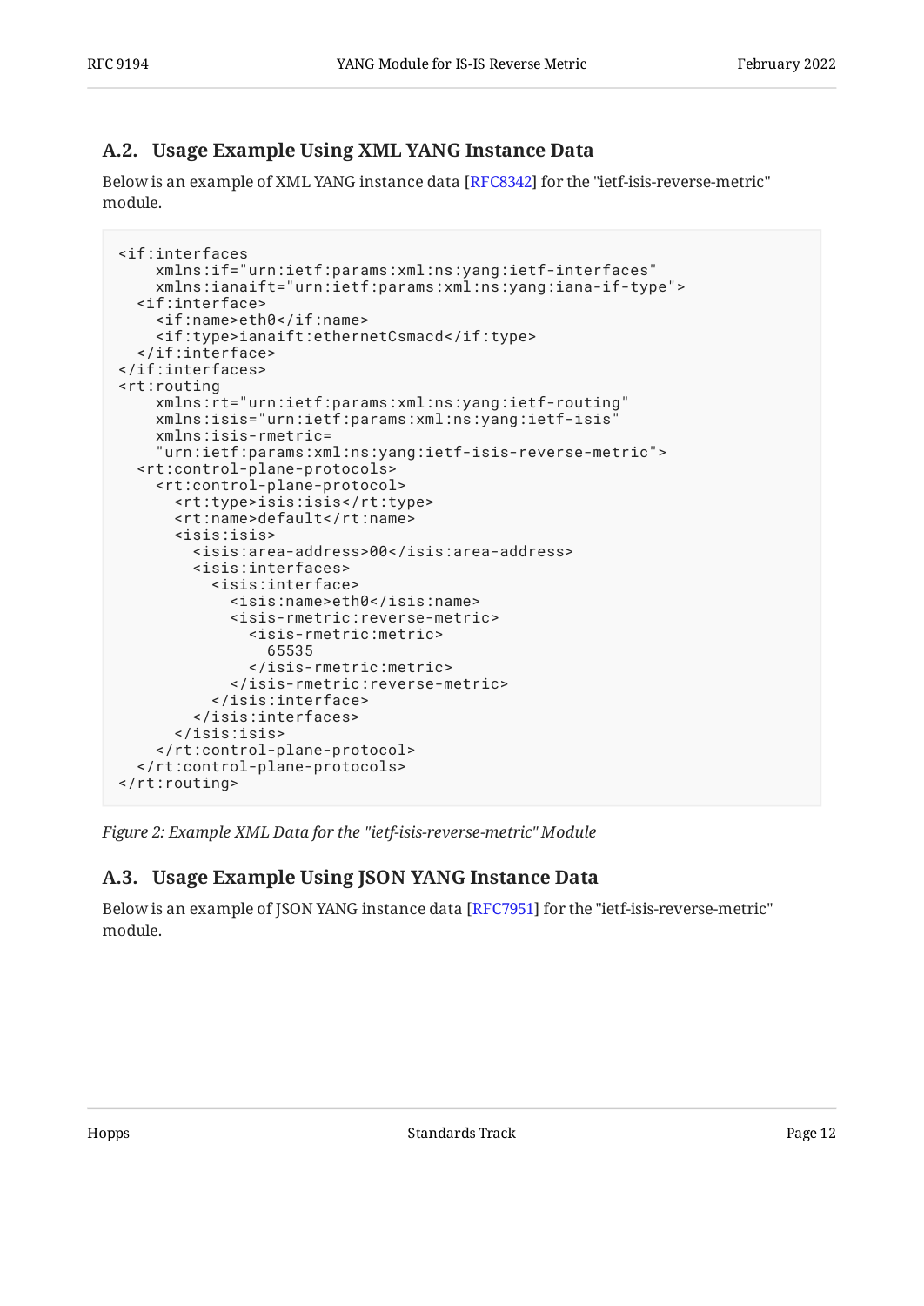## A.2. Usage Example Using XML YANG Instance Data

Below is an example of XML YANG instance data [RFC8342] for the "ietf-isis-reverse-metric" module.

```
<if:interfaces
    xmlns:if="urn:ietf:params:xml:ns:yang:ietf-interfaces"
    xmlns:ianaift="urn:ietf:params:xml:ns:yang:iana-if-type">
  <if:interface>
    <if:name>eth0</if:name>
    <if:type>ianaift:ethernetCsmacd</if:type>
  </if:interface>
</if:interfaces>
<rt:routing
    xmlns:rt="urn:ietf:params:xml:ns:yang:ietf-routing"
    xmlns:isis="urn:ietf:params:xml:ns:yang:ietf-isis"
    xmlns:isis-rmetric=
    "urn:ietf:params:xml:ns:yang:ietf-isis-reverse-metric">
  <rt:control-plane-protocols>
    <rt:control-plane-protocol>
      <rt:type>isis:isis</rt:type>
      <rt:name>default</rt:name>
      <isis:isis>
        <isis:area-address>00</isis:area-address>
        <isis:interfaces>
          <isis:interface>
            <isis:name>eth0</isis:name>
            <isis-rmetric:reverse-metric>
              <isis-rmetric:metric>
                65535
              </isis-rmetric:metric>
            </isis-rmetric:reverse-metric>
          </isis:interface>
        </isis:interfaces>
      </isis:isis>
    </rt:control-plane-protocol>
  </rt:control-plane-protocols>
</rt:routing>
```

*Figure 2: Example XML Data for the "ietf-isis-reverse-metric" Module*

## A.3. Usage Example Using JSON YANG Instance Data

Below is an example of JSON YANG instance data [RFC7951] for the "ietf-isis-reverse-metric" module.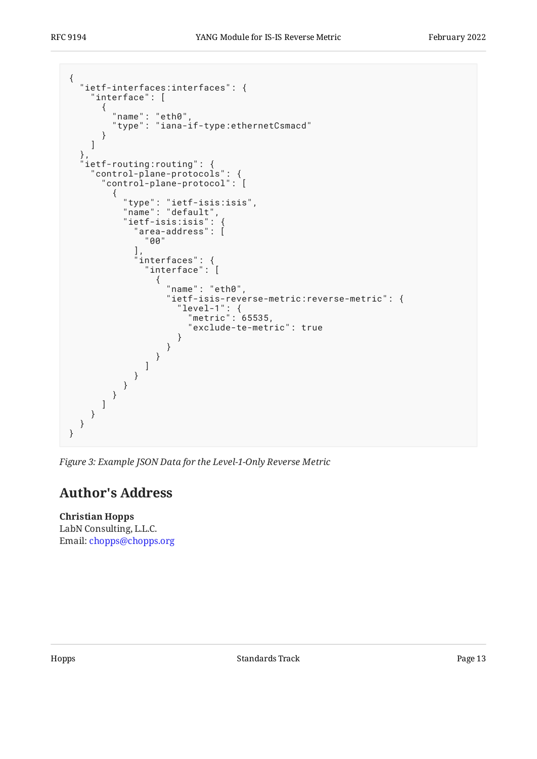```
{
  "ietf-interfaces:interfaces": {
    "interface": [
      {
        "name": "eth0",
        "type": "iana-if-type:ethernetCsmacd"
      }
    ]
  },
  "ietf-routing:routing": {
    "control-plane-protocols": {
      "control-plane-protocol": [
        {
          "type": "ietf-isis:isis",
          "name": "default",
          "ietf-isis:isis": {
            "area-address": [
              "00"
            ],
            "interfaces": {
              "interface": [
                {
                  "name": "eth0",
                  "ietf-isis-reverse-metric:reverse-metric": {
                    "level-1": {
                      "metric": 65535,
                      "exclude-te-metric": true
                    }
                  }
                }
              ]
            }
          }
        }
      ]
    }
  }
}
```

*Figure 3: Example JSON Data for the Level-1-Only Reverse Metric*

## Author's Address

**Christian Hopps**
LabN Consulting, L.L.C.
Email: chopps@chopps.org